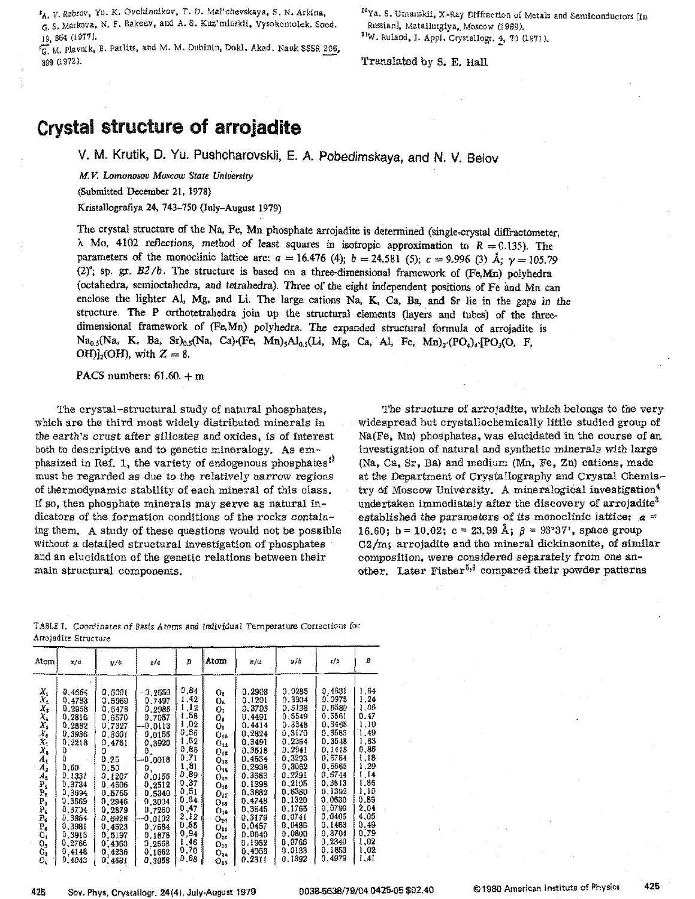[9]A. V. Rebrov, Yu. K. Ovchinnikov, T. D. Mal'chevskaya, S. N. Arkina, G. S. Markova, N. F. Bakeev, and A. S. Kuz'minskii, Vysokomolek. Soed. 19, 864 (1977).

[9]G. M. Plavnik, B. Parlits, and M. M. Dubinin, Dokl. Akad. Nauk SSSR 206, 399 (1972).

[10]Ya. S. Umanskii, X-Ray Diffraction of Metals and Semiconductors [in Russian], Metallurgiya, Moscow (1969).

[11]W. Ruland, J. Appl. Crystallogr. 4, 70 (1971).

Translated by S. E. Hall

# Crystal structure of arrojadite

V. M. Krutik, D. Yu. Pushcharovskii, E. A. Pobedimskaya, and N. V. Belov

*M.V. Lomonosov Moscow State University*

(Submitted December 21, 1978)

Kristallografiya 24, 743–750 (July–August 1979)

The crystal structure of the Na, Fe, Mn phosphate arrojadite is determined (single-crystal diffractometer, λ Mo, 4102 reflections, method of least squares in isotropic approximation to $R = 0.135$). The parameters of the monoclinic lattice are: $a = 16.476$ (4); $b = 24.581$ (5); $c = 9.996$ (3) Å; $\gamma = 105.79$ (2)°; sp. gr. $B2/b$. The structure is based on a three-dimensional framework of (Fe,Mn) polyhedra (octahedra, semioctahedra, and tetrahedra). Three of the eight independent positions of Fe and Mn can enclose the lighter Al, Mg, and Li. The large cations Na, K, Ca, Ba, and Sr lie in the gaps in the structure. The P orthotetrahedra join up the structural elements (layers and tubes) of the three-dimensional framework of (Fe,Mn) polyhedra. The expanded structural formula of arrojadite is $Na_{0.5}(Na, K, Ba, Sr)_{0.5}(Na, Ca)_4(Fe, Mn)_5Al_{0.5}(Li, Mg, Ca, Al, Fe, Mn)_2 \cdot (PO_4)_4 \cdot [PO_3(O, F, OH)]_2(OH)$, with $Z = 8$.

PACS numbers: 61.60. + m

The crystal-structural study of natural phosphates, which are the third most widely distributed minerals in the earth's crust after silicates and oxides, is of interest both to descriptive and to genetic mineralogy. As emphasized in Ref. 1, the variety of endogenous phosphates[1)] must be regarded as due to the relatively narrow regions of thermodynamic stability of each mineral of this class. If so, then phosphate minerals may serve as natural indicators of the formation conditions of the rocks containing them. A study of these questions would not be possible without a detailed structural investigation of phosphates and an elucidation of the genetic relations between their main structural components.

The structure of arrojadite, which belongs to the very widespread but crystallochemically little studied group of Na(Fe, Mn) phosphates, was elucidated in the course of an investigation of natural and synthetic minerals with large (Na, Ca, Sr, Ba) and medium (Mn, Fe, Zn) cations, made at the Department of Crystallography and Crystal Chemistry of Moscow University. A mineralogical investigation[4] undertaken immediately after the discovery of arrojadite[3] established the parameters of its monoclinic lattice: $a = 16.60$; $b = 10.02$; $c = 23.99$ Å; $\beta = 93°37'$, space group $C2/m$; arrojadite and the mineral dickinsonite, of similar composition, were considered separately from one another. Later Fisher[5,6] compared their powder patterns

TABLE I. Coordinates of Basis Atoms and Individual Temperature Corrections for Arrojadite Structure

| Atom | x/a | y/b | z/c | B | Atom | x/a | y/b | z/c | B |
|---|---|---|---|---|---|---|---|---|---|
| $X_1$ | 0.4664 | 0.6001 | 0.2550 | 0.84 | $O_5$ | 0.2908 | 0.0285 | 0.4831 | 1.64 |
| $X_2$ | 0.4783 | 0.5969 | 0.7497 | 1.42 | $O_6$ | 0.1201 | 0.3904 | 0.0975 | 1.24 |
| $X_3$ | 0.2958 | 0.6478 | 0.2988 | 1.12 | $O_7$ | 0.3703 | 0.6138 | 0.6580 | 1.06 |
| $X_4$ | 0.2816 | 0.6570 | 0.7057 | 1.68 | $O_8$ | 0.4491 | 0.5549 | 0.5561 | 0.47 |
| $X_5$ | 0.2882 | 0.7327 | −0.0113 | 1.02 | $O_9$ | 0.4414 | 0.3348 | 0.3465 | 1.10 |
| $X_6$ | 0.3936 | 0.3601 | 0.0155 | 0.86 | $O_{10}$ | 0.2824 | 0.3170 | 0.3583 | 1.49 |
| $X_7$ | 0.2218 | 0.4761 | 0.3920 | 1.52 | $O_{11}$ | 0.3491 | 0.2354 | 0.3548 | 1.83 |
| $X_8$ | 0 | 0 | 0 | 0.85 | $O_{12}$ | 0.3518 | 0.2941 | 0.1418 | 0.85 |
| $A_1$ | 0 | 0.25 | −0.0018 | 0.71 | $O_{13}$ | 0.4534 | 0.3293 | 0.6754 | 1.18 |
| $A_2$ | 0.50 | 0.50 | 0 | 1.81 | $O_{14}$ | 0.2938 | 0.3062 | 0.6665 | 1.29 |
| $A_3$ | 0.1331 | 0.1207 | 0.0155 | 0.89 | $O_{15}$ | 0.3583 | 0.2291 | 0.6744 | 1.14 |
| $P_1$ | 0.3734 | 0.4806 | 0.2512 | 0.37 | $O_{16}$ | 0.1298 | 0.2105 | 0.3813 | 1.86 |
| $P_2$ | 0.3694 | 0.5765 | 0.5340 | 0.51 | $O_{17}$ | 0.3882 | 0.6380 | 0.1392 | 1.10 |
| $P_3$ | 0.3569 | 0.2946 | 0.3004 | 0.64 | $O_{18}$ | 0.4748 | 0.1329 | 0.0630 | 0.89 |
| $P_4$ | 0.3734 | 0.2879 | 0.7250 | 0.47 | $O_{19}$ | 0.3545 | 0.1765 | 0.0799 | 2.04 |
| $P_5$ | 0.3864 | 0.6926 | −0.0102 | 2.12 | $O_{20}$ | 0.3179 | 0.0741 | 0.0405 | 4.05 |
| $P_6$ | 0.3981 | 0.4523 | 0.7684 | 0.55 | $O_{21}$ | 0.0457 | 0.0486 | 0.1463 | 0.49 |
| $O_1$ | 0.3913 | 0.5197 | 0.1878 | 0.94 | $O_{22}$ | 0.0640 | 0.0800 | 0.3704 | 0.79 |
| $O_2$ | 0.2766 | 0.4363 | 0.2563 | 1.46 | $O_{23}$ | 0.1952 | 0.0765 | 0.2340 | 1.02 |
| $O_3$ | 0.4146 | 0.4236 | 0.1662 | 0.70 | $O_{24}$ | 0.4053 | 0.0133 | 0.1853 | 1.02 |
| $O_4$ | 0.4043 | 0.4631 | 0.3958 | 0.68 | $O_{25}$ | 0.2311 | 0.1392 | 0.4979 | 1.41 |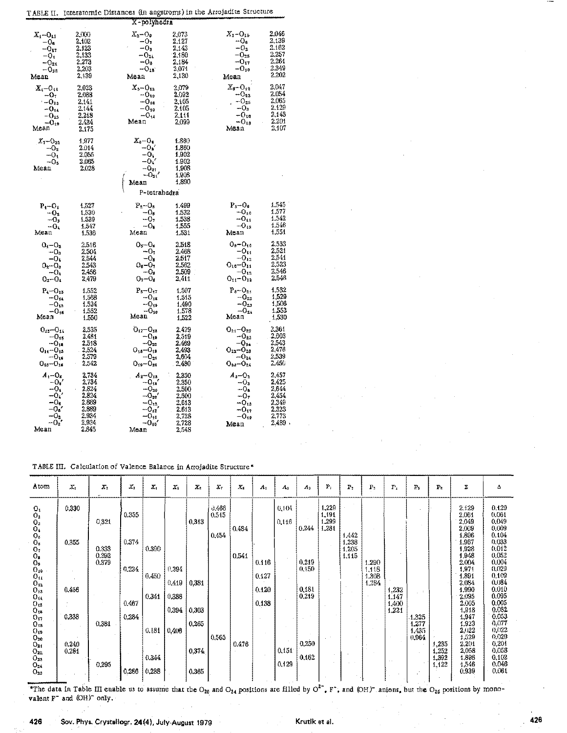TABLE II. Interatomic Distances (in angstroms) in the Arrojadite Structure

**X-polyhedra**

| | | | | | |
|---|---|---|---|---|---|
| $X_1$–$O_{13}$ | 2.000 | $X_2$–$O_9$ | 2.073 | $X_3$–$O_{15}$ | 2.046 |
| –$O_6$ | 2.102 | –$O_7$ | 2.127 | –$O_6$ | 2.139 |
| –$O_{17}$ | 2.123 | –$O_8$ | 2.143 | –$O_2$ | 2.162 |
| –$O_1$ | 2.133 | –$O_{24}$ | 2.180 | –$O_{25}$ | 2.257 |
| –$O_{21}$ | 2.273 | –$O_8$ | 2.184 | –$O_{17}$ | 2.264 |
| –$O_{22}$ | 2.203 | –$O_{18}$ | 2.074 | –$O_{10}$ | 2.349 |
| Mean | 2.139 | Mean | 2.130 | Mean | 2.202 |
| $X_4$–$O_{11}$ | 2.023 | $X_5$–$O_{12}$ | 2.079 | $X_6$–$O_{12}$ | 2.047 |
| –$O_7$ | 2.088 | –$O_{19}$ | 2.092 | –$O_{23}$ | 2.054 |
| –$O_{23}$ | 2.141 | –$O_{16}$ | 2.105 | –$O_{25}$ | 2.065 |
| –$O_{14}$ | 2.144 | –$O_{10}$ | 2.105 | –$O_8$ | 2.129 |
| –$O_{25}$ | 2.218 | –$O_{14}$ | 2.111 | –$O_{10}$ | 2.143 |
| –$O_{19}$ | 2.434 | Mean | 2.099 | –$O_{13}$ | 2.201 |
| Mean | 2.175 | | | Mean | 2.107 |
| $X_7$–$O_{20}$ | 1.977 | $X_8$–$O_5$ | 1.880 | | |
| –$O_2$ | 2.014 | –$O_5'$ | 1.880 | | |
| –$O_1$ | 2.055 | –$O_1$ | 1.902 | | |
| –$O_5$ | 2.065 | –$O_1'$ | 1.902 | | |
| Mean | 2.028 | –$O_{21}$ | 1.908 | | |
| | | –$O_{21}'$ | 1.908 | | |
| | | Mean | 1.890 | | |

**P-tetrahedra**

| | | | | | |
|---|---|---|---|---|---|
| $P_1$–$O_1$ | 1.527 | $P_2$–$O_5$ | 1.499 | $P_3$–$O_9$ | 1.545 |
| –$O_2$ | 1.530 | –$O_6$ | 1.532 | –$O_{10}$ | 1.577 |
| –$O_3$ | 1.539 | –$O_7$ | 1.538 | –$O_{11}$ | 1.542 |
| –$O_4$ | 1.547 | –$O_8$ | 1.555 | –$O_{12}$ | 1.546 |
| Mean | 1.536 | Mean | 1.531 | Mean | 1.551 |
| $O_1$–$O_2$ | 2.516 | $O_5$–$O_6$ | 2.518 | $O_9$–$O_{10}$ | 2.533 |
| –$O_3$ | 2.504 | –$O_7$ | 2.468 | –$O_{11}$ | 2.521 |
| –$O_4$ | 2.544 | –$O_8$ | 2.517 | –$O_{12}$ | 2.541 |
| $O_2$–$O_3$ | 2.543 | $O_6$–$O_7$ | 2.562 | $O_{10}$–$O_{11}$ | 2.523 |
| –$O_4$ | 2.456 | –$O_8$ | 2.509 | –$O_{12}$ | 2.546 |
| $O_3$–$O_4$ | 2.479 | $O_7$–$O_8$ | 2.411 | $O_{11}$–$O_{12}$ | 2.546 |
| $P_4$–$O_{13}$ | 1.552 | $P_5$–$O_{17}$ | 1.507 | $P_6$–$O_{21}$ | 1.532 |
| –$O_{14}$ | 1.568 | –$O_{18}$ | 1.515 | –$O_{22}$ | 1.529 |
| –$O_{15}$ | 1.524 | –$O_{19}$ | 1.490 | –$O_{23}$ | 1.506 |
| –$O_{16}$ | 1.552 | –$O_{20}$ | 1.578 | –$O_{24}$ | 1.553 |
| Mean | 1.550 | Mean | 1.522 | Mean | 1.530 |
| $O_{13}$–$O_{14}$ | 2.535 | $O_{17}$–$O_{18}$ | 2.479 | $O_{21}$–$O_{22}$ | 2.361 |
| –$O_{15}$ | 2.481 | –$O_{19}$ | 2.519 | –$O_{23}$ | 2.503 |
| –$O_{16}$ | 2.518 | –$O_{20}$ | 2.469 | –$O_{24}$ | 2.543 |
| $O_{14}$–$O_{15}$ | 2.524 | $O_{18}$–$O_{19}$ | 2.493 | $O_{22}$–$O_{23}$ | 2.478 |
| –$O_{16}$ | 2.579 | –$O_{20}$ | 2.604 | –$O_{24}$ | 2.539 |
| $O_{15}$–$O_{16}$ | 2.542 | $O_{19}$–$O_{20}$ | 2.480 | $O_{23}$–$O_{24}$ | 2.456 |
| $A_1$–$O_4$ | 2.734 | $A_2$–$O_{18}$ | 2.350 | $A_3$–$O_2$ | 2.457 |
| –$O_4'$ | 2.734 | –$O_{18}'$ | 2.350 | –$O_3$ | 2.425 |
| –$O_1$ | 2.824 | –$O_{20}$ | 2.500 | –$O_6$ | 2.644 |
| –$O_1'$ | 2.824 | –$O_{20}'$ | 2.500 | –$O_7$ | 2.454 |
| –$O_6$ | 2.889 | –$O_{12}$ | 2.613 | –$O_{13}$ | 2.349 |
| –$O_6'$ | 2.889 | –$O_{12}'$ | 2.613 | –$O_{17}$ | 2.323 |
| –$O_2$ | 2.934 | –$O_{16}$ | 2.728 | –$O_{19}$ | 2.773 |
| –$O_2'$ | 2.934 | –$O_{16}'$ | 2.728 | Mean | 2.489 |
| Mean | 2.845 | Mean | 2.548 | | |

TABLE III. Calculation of Valence Balance in Arrojadite Structure*

| Atom | $X_1$ | $X_2$ | $X_3$ | $X_4$ | $X_5$ | $X_6$ | $X_7$ | $X_8$ | $A_1$ | $A_2$ | $A_3$ | $P_1$ | $P_2$ | $P_3$ | $P_4$ | $P_5$ | $P_6$ | Σ | Δ |
|---|---|---|---|---|---|---|---|---|---|---|---|---|---|---|---|---|---|---|---|
| $O_1$ | 0.330 | | | | | | 0.466 | | | 0.104 | | 1.229 | | | | | | 2.129 | 0.129 |
| $O_2$ | | | 0.355 | | | | 0.515 | | | | | 1.191 | | | | | | 2.061 | 0.061 |
| $O_3$ | | 0.321 | | | | 0.313 | | | | 0.116 | | 1.299 | | | | | | 2.049 | 0.049 |
| $O_4$ | | | | | | | | 0.484 | | | 0.244 | 1.281 | | | | | | 2.009 | 0.009 |
| $O_5$ | | | | | | | 0.454 | | | | | | 1.442 | | | | | 1.896 | 0.104 |
| $O_6$ | 0.355 | | 0.374 | | | | | | | | | | 1.238 | | | | | 1.967 | 0.033 |
| $O_7$ | | 0.333 | | 0.390 | | | | | | | | | 1.205 | | | | | 1.928 | 0.012 |
| $O_8$ | | 0.292 | | | | | | 0.541 | | | | | 1.115 | | | | | 1.948 | 0.052 |
| $O_9$ | | 0.379 | | | | | | | 0.116 | | 0.219 | | | 1.290 | | | | 2.004 | 0.004 |
| $O_{10}$ | | | 0.234 | | 0.394 | | | | | | 0.150 | | | 1.118 | | | | 1.971 | 0.029 |
| $O_{11}$ | | | | 0.450 | | | | | 0.127 | | | | | 1.308 | | | | 1.891 | 0.109 |
| $O_{12}$ | | | | | 0.419 | 0.381 | | | | | | | | 1.284 | | | | 2.084 | 0.084 |
| $O_{13}$ | 0.456 | | | | | | | | 0.120 | | 0.181 | | | | 1.232 | | | 1.990 | 0.010 |
| $O_{14}$ | | | | 0.341 | 0.388 | | | | | | 0.219 | | | | 1.147 | | | 2.095 | 0.095 |
| $O_{15}$ | | | 0.467 | | | | | | 0.138 | | | | | | 1.400 | | | 2.005 | 0.005 |
| $O_{16}$ | | | | | 0.394 | 0.303 | | | | | | | | | 1.221 | | | 1.918 | 0.082 |
| $O_{17}$ | 0.338 | | 0.284 | | | | | | | | | | | | | 1.325 | | 1.947 | 0.053 |
| $O_{18}$ | | 0.381 | | | | 0.265 | | | | | | | | | | 1.277 | | 1.923 | 0.077 |
| $O_{19}$ | | | | 0.181 | 0.406 | | | | | | | | | | | 1.435 | | 2.022 | 0.022 |
| $O_{20}$ | | | | | | | 0.565 | | | | | | | | | 0.964 | | 1.529 | 0.029 |
| $O_{21}$ | 0.240 | | | | | | | 0.476 | | | 0.250 | | | | | | 1.235 | 2.201 | 0.201 |
| $O_{22}$ | 0.281 | | | | | 0.374 | | | | 0.151 | | | | | | | 1.252 | 2.058 | 0.058 |
| $O_{23}$ | | | | 0.344 | | | | | | | 0.162 | | | | | | 1.392 | 1.898 | 0.102 |
| $O_{24}$ | | 0.295 | | | | | | | | 0.129 | | | | | | | 1.122 | 1.546 | 0.046 |
| $O_{25}$ | | | 0.286 | 0.288 | | 0.365 | | | | | | | | | | | | 0.939 | 0.061 |

*The data in Table III enable us to assume that the $O_{20}$ and $O_{24}$ positions are filled by $O^{2-}$, $F^-$, and $(OH)^-$ anions, but the $O_{25}$ positions by monovalent $F^-$ and $(OH)^-$ only.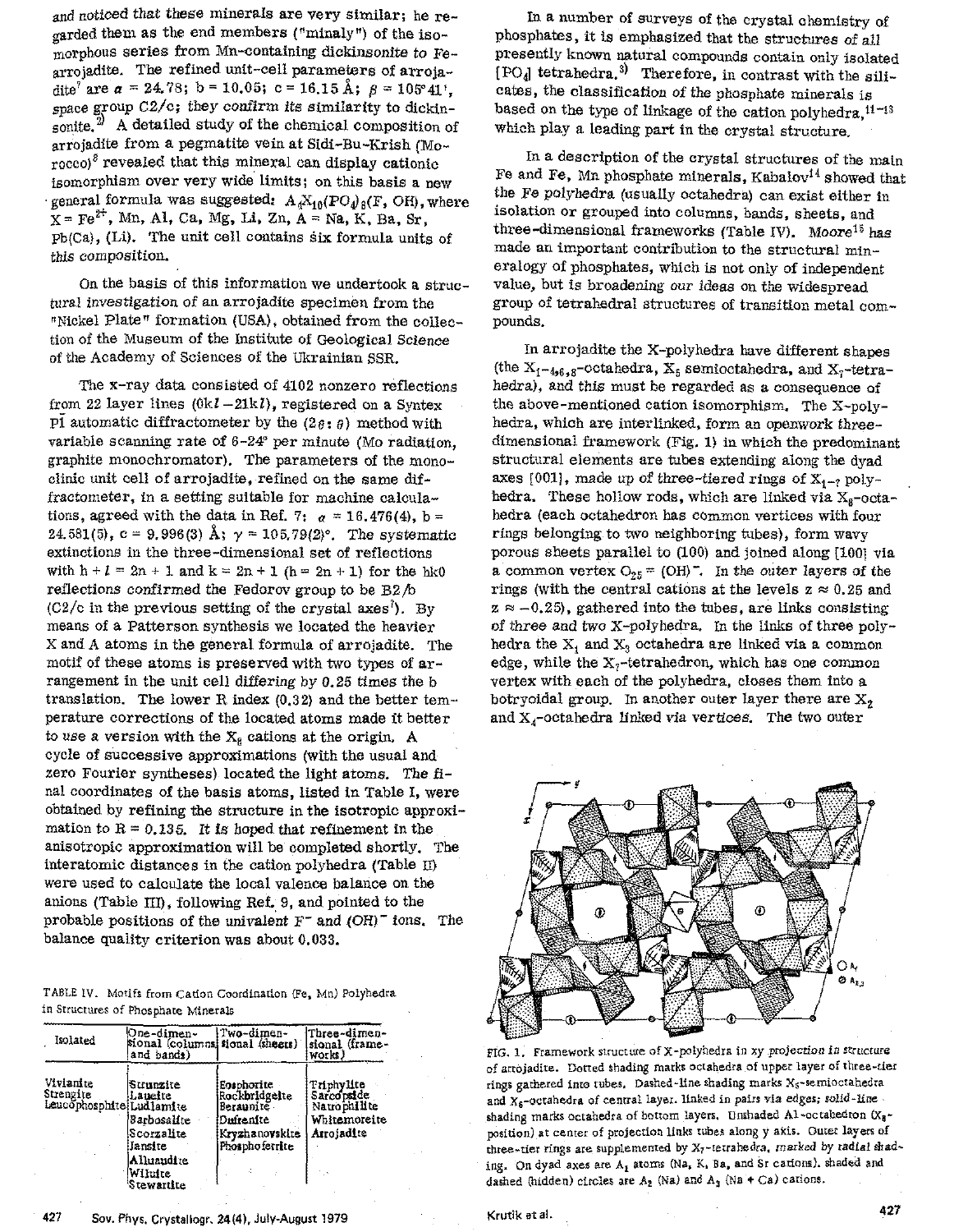and noticed that these minerals are very similar; he regarded them as the end members ("minaly") of the isomorphous series from Mn-containing dickinsonite to Fe-arrojadite. The refined unit-cell parameters of arrojadite[7] are $a = 24.78$; $b = 10.05$; $c = 16.15$ Å; $\beta = 105°41'$, space group $C2/c$; they confirm its similarity to dickinsonite.[2] A detailed study of the chemical composition of arrojadite from a pegmatite vein at Sidi-Bu-Krish (Morocco)[8] revealed that this mineral can display cationic isomorphism over very wide limits; on this basis a new general formula was suggested: $A_4X_{10}(PO_4)_8(F, OH)$, where $X = Fe^{2+}$, Mn, Al, Ca, Mg, Li, Zn, A = Na, K, Ba, Sr, Pb(Ca), (Li). The unit cell contains six formula units of this composition.

On the basis of this information we undertook a structural investigation of an arrojadite specimen from the "Nickel Plate" formation (USA), obtained from the collection of the Museum of the Institute of Geological Science of the Academy of Sciences of the Ukrainian SSR.

The x-ray data consisted of 4102 nonzero reflections from 22 layer lines ($0kl - 21kl$), registered on a Syntex $P\bar{1}$ automatic diffractometer by the ($2\theta : \theta$) method with variable scanning rate of 6-24° per minute (Mo radiation, graphite monochromator). The parameters of the monoclinic unit cell of arrojadite, refined on the same diffractometer, in a setting suitable for machine calculations, agreed with the data in Ref. 7: $a = 16.476(4)$, $b = 24.581(5)$, $c = 9.996(3)$ Å; $\gamma = 105.79(2)°$. The systematic extinctions in the three-dimensional set of reflections with $h + l = 2n + 1$ and $k = 2n + 1$ ($h = 2n + 1$) for the $hk0$ reflections confirmed the Fedorov group to be $B2/b$ ($C2/c$ in the previous setting of the crystal axes[7]). By means of a Patterson synthesis we located the heavier X and A atoms in the general formula of arrojadite. The motif of these atoms is preserved with two types of arrangement in the unit cell differing by 0.25 times the b translation. The lower R index (0.32) and the better temperature corrections of the located atoms made it better to use a version with the $X_6$ cations at the origin. A cycle of successive approximations (with the usual and zero Fourier syntheses) located the light atoms. The final coordinates of the basis atoms, listed in Table I, were obtained by refining the structure in the isotropic approximation to $R = 0.135$. It is hoped that refinement in the anisotropic approximation will be completed shortly. The interatomic distances in the cation polyhedra (Table II) were used to calculate the local valence balance on the anions (Table III), following Ref. 9, and pointed to the probable positions of the univalent $F^-$ and $(OH)^-$ ions. The balance quality criterion was about 0.033.

TABLE IV. Motifs from Cation Coordination (Fe, Mn) Polyhedra in Structures of Phosphate Minerals

| Isolated | One-dimensional (columns and bands) | Two-dimensional (sheets) | Three-dimensional (frameworks) |
|---|---|---|---|
| Vivianite<br>Strengite<br>Leucophosphite | Strunzite<br>Laueite<br>Ludlamite<br>Barbosalite<br>Scorzalite<br>Jansite<br>Alluaudite<br>Wilnite<br>Stewartite | Eosphorite<br>Rockbridgeite<br>Beraunite<br>Dufrenite<br>Kryzhanovskite<br>Phosphoferrite | Triphylite<br>Sarcopside<br>Natrophilite<br>Whitemoreite<br>Arrojadite |

In a number of surveys of the crystal chemistry of phosphates, it is emphasized that the structures of all presently known natural compounds contain only isolated $[PO_4]$ tetrahedra.[3] Therefore, in contrast with the silicates, the classification of the phosphate minerals is based on the type of linkage of the cation polyhedra,[11-13] which play a leading part in the crystal structure.

In a description of the crystal structures of the main Fe and Fe, Mn phosphate minerals, Kabalov[14] showed that the Fe polyhedra (usually octahedra) can exist either in isolation or grouped into columns, bands, sheets, and three-dimensional frameworks (Table IV). Moore[15] has made an important contribution to the structural mineralogy of phosphates, which is not only of independent value, but is broadening our ideas on the widespread group of tetrahedral structures of transition metal compounds.

In arrojadite the X-polyhedra have different shapes (the $X_{1-4,6,8}$-octahedra, $X_5$ semioctahedra, and $X_7$-tetrahedra), and this must be regarded as a consequence of the above-mentioned cation isomorphism. The X-polyhedra, which are interlinked, form an openwork three-dimensional framework (Fig. 1) in which the predominant structural elements are tubes extending along the dyad axes [001], made up of three-tiered rings of $X_{1-7}$ polyhedra. These hollow rods, which are linked via $X_8$-octahedra (each octahedron has common vertices with four rings belonging to two neighboring tubes), form wavy porous sheets parallel to (100) and joined along [100] via a common vertex $O_{25} = (OH)^-$. In the outer layers of the rings (with the central cations at the levels $z \approx 0.25$ and $z \approx -0.25$), gathered into the tubes, are links consisting of three and two X-polyhedra. In the links of three polyhedra the $X_1$ and $X_3$ octahedra are linked via a common edge, while the $X_7$-tetrahedron, which has one common vertex with each of the polyhedra, closes them into a botryoidal group. In another outer layer there are $X_2$ and $X_4$-octahedra linked via vertices. The two outer

FIG. 1. Framework structure of X-polyhedra in xy projection in structure of arrojadite. Dotted shading marks octahedra of upper layer of three-tier rings gathered into tubes. Dashed-line shading marks $X_5$-semioctahedra and $X_6$-octahedra of central layer, linked in pairs via edges; solid-line shading marks octahedra of bottom layers. Unshaded Al-octahedron ($X_8$-position) at center of projection links tubes along y axis. Outer layers of three-tier rings are supplemented by $X_7$-tetrahedra, marked by radial shading. On dyad axes are $A_1$ atoms (Na, K, Ba, and Sr cations). shaded and dashed (hidden) circles are $A_2$ (Na) and $A_3$ (Na + Ca) cations.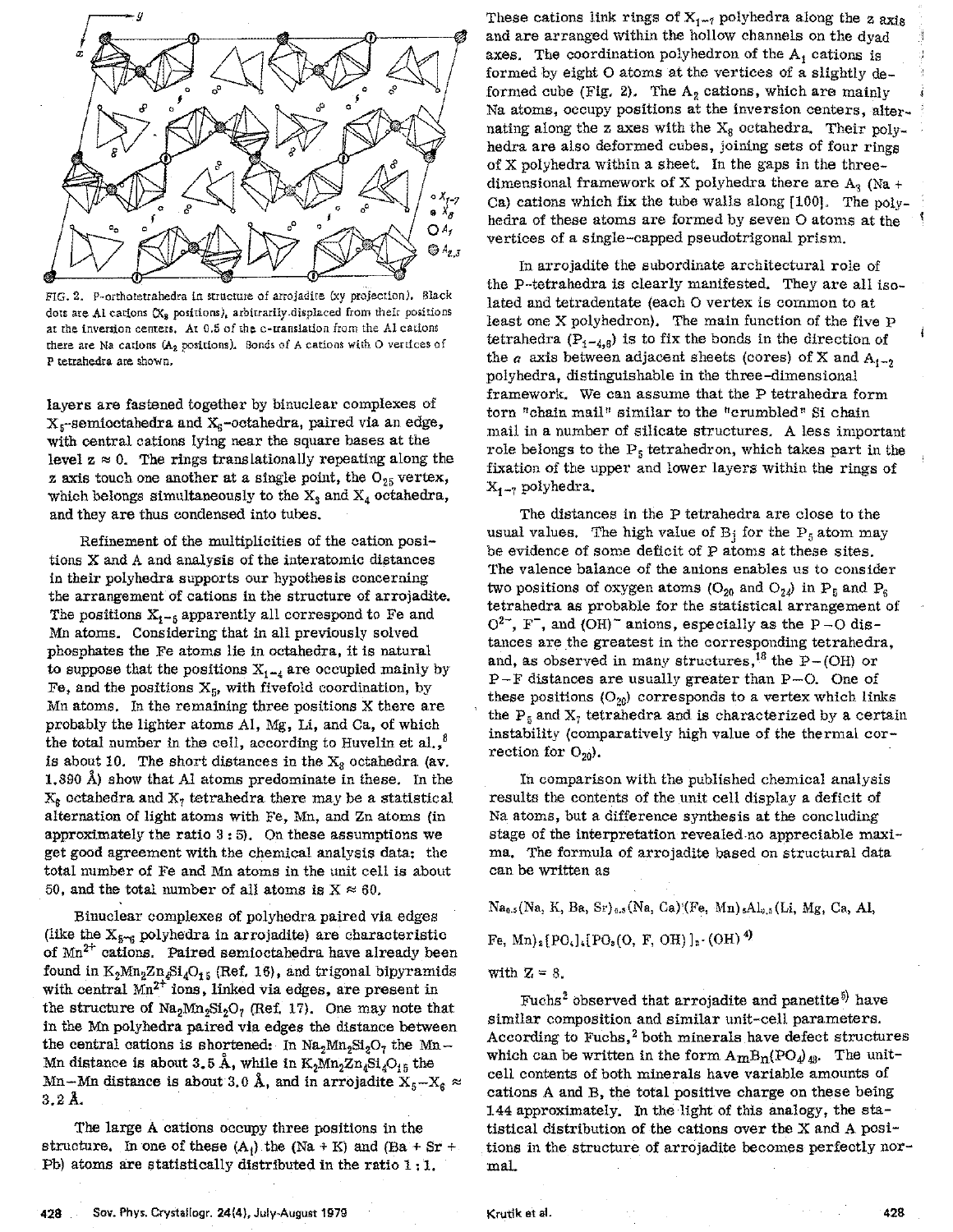FIG. 2. P-orthotetrahedra in structure of arrojadite (xy projection). Black dots are Al cations ($X_8$ positions), arbitrarily displaced from their positions at the inversion centers. At 0.5 of the c-translation from the Al cations there are Na cations ($A_2$ positions). Bonds of A cations with O vertices of P tetrahedra are shown.

layers are fastened together by binuclear complexes of $X_5$-semioctahedra and $X_6$-octahedra, paired via an edge, with central cations lying near the square bases at the level $z \approx 0$. The rings translationally repeating along the z axis touch one another at a single point, the $O_{25}$ vertex, which belongs simultaneously to the $X_3$ and $X_4$ octahedra, and they are thus condensed into tubes.

Refinement of the multiplicities of the cation positions X and A and analysis of the interatomic distances in their polyhedra supports our hypothesis concerning the arrangement of cations in the structure of arrojadite. The positions $X_{1-6}$ apparently all correspond to Fe and Mn atoms. Considering that in all previously solved phosphates the Fe atoms lie in octahedra, it is natural to suppose that the positions $X_{1-4}$ are occupied mainly by Fe, and the positions $X_5$, with fivefold coordination, by Mn atoms. In the remaining three positions X there are probably the lighter atoms Al, Mg, Li, and Ca, of which the total number in the cell, according to Huvelin et al.,[6] is about 10. The short distances in the $X_8$ octahedra (av. 1.890 Å) show that Al atoms predominate in these. In the $X_6$ octahedra and $X_7$ tetrahedra there may be a statistical alternation of light atoms with Fe, Mn, and Zn atoms (in approximately the ratio 3 : 5). On these assumptions we get good agreement with the chemical analysis data: the total number of Fe and Mn atoms in the unit cell is about 50, and the total number of all atoms is $X \approx 60$.

Binuclear complexes of polyhedra paired via edges (like the $X_{5-6}$ polyhedra in arrojadite) are characteristic of $Mn^{2+}$ cations. Paired semioctahedra have already been found in $K_2Mn_2Zn_4Si_4O_{15}$ (Ref. 16), and trigonal bipyramids with central $Mn^{2+}$ ions, linked via edges, are present in the structure of $Na_2Mn_2Si_2O_7$ (Ref. 17). One may note that in the Mn polyhedra paired via edges the distance between the central cations is shortened: In $Na_2Mn_2Si_2O_7$ the Mn–Mn distance is about 3.5 Å, while in $K_2Mn_2Zn_4Si_4O_{15}$ the Mn–Mn distance is about 3.0 Å, and in arrojadite $X_5$–$X_6 \approx$ 3.2 Å.

The large A cations occupy three positions in the structure. In one of these ($A_1$) the (Na + K) and (Ba + Sr + Pb) atoms are statistically distributed in the ratio 1 : 1. These cations link rings of $X_{1-7}$ polyhedra along the z axis and are arranged within the hollow channels on the dyad axes. The coordination polyhedron of the $A_1$ cations is formed by eight O atoms at the vertices of a slightly deformed cube (Fig. 2). The $A_2$ cations, which are mainly Na atoms, occupy positions at the inversion centers, alternating along the z axes with the $X_8$ octahedra. Their polyhedra are also deformed cubes, joining sets of four rings of X polyhedra within a sheet. In the gaps in the three-dimensional framework of X polyhedra there are $A_3$ (Na + Ca) cations which fix the tube walls along [100]. The polyhedra of these atoms are formed by seven O atoms at the vertices of a single-capped pseudotrigonal prism.

In arrojadite the subordinate architectural role of the P-tetrahedra is clearly manifested. They are all isolated and tetradentate (each O vertex is common to at least one X polyhedron). The main function of the five P tetrahedra ($P_{1-4,6}$) is to fix the bonds in the direction of the *a* axis between adjacent sheets (cores) of X and $A_{1-2}$ polyhedra, distinguishable in the three-dimensional framework. We can assume that the P tetrahedra form torn "chain mail" similar to the "crumbled" Si chain mail in a number of silicate structures. A less important role belongs to the $P_5$ tetrahedron, which takes part in the fixation of the upper and lower layers within the rings of $X_{1-7}$ polyhedra.

The distances in the P tetrahedra are close to the usual values. The high value of $B_j$ for the $P_5$ atom may be evidence of some deficit of P atoms at these sites. The valence balance of the anions enables us to consider two positions of oxygen atoms ($O_{20}$ and $O_{24}$) in $P_5$ and $P_6$ tetrahedra as probable for the statistical arrangement of $O^{2-}$, $F^-$, and $(OH)^-$ anions, especially as the P–O distances are the greatest in the corresponding tetrahedra, and, as observed in many structures,[18] the P–(OH) or P–F distances are usually greater than P–O. One of these positions ($O_{20}$) corresponds to a vertex which links the $P_5$ and $X_7$ tetrahedra and is characterized by a certain instability (comparatively high value of the thermal correction for $O_{20}$).

In comparison with the published chemical analysis results the contents of the unit cell display a deficit of Na atoms, but a difference synthesis at the concluding stage of the interpretation revealed no appreciable maxima. The formula of arrojadite based on structural data can be written as

$Na_{0.5}(Na, K, Ba, Sr)_{0.5}(Na, Ca)(Fe, Mn)_5Al_{0.5}(Li, Mg, Ca, Al, Fe, Mn)_2[PO_4]_4[PO_3(O, F, OH)]_2 \cdot (OH)$[4)]

with Z = 8.

Fuchs[2] observed that arrojadite and panetite[5)] have similar composition and similar unit-cell parameters. According to Fuchs,[2] both minerals have defect structures which can be written in the form $A_mB_n(PO_4)_{48}$. The unit-cell contents of both minerals have variable amounts of cations A and B, the total positive charge on these being 144 approximately. In the light of this analogy, the statistical distribution of the cations over the X and A positions in the structure of arrojadite becomes perfectly normal.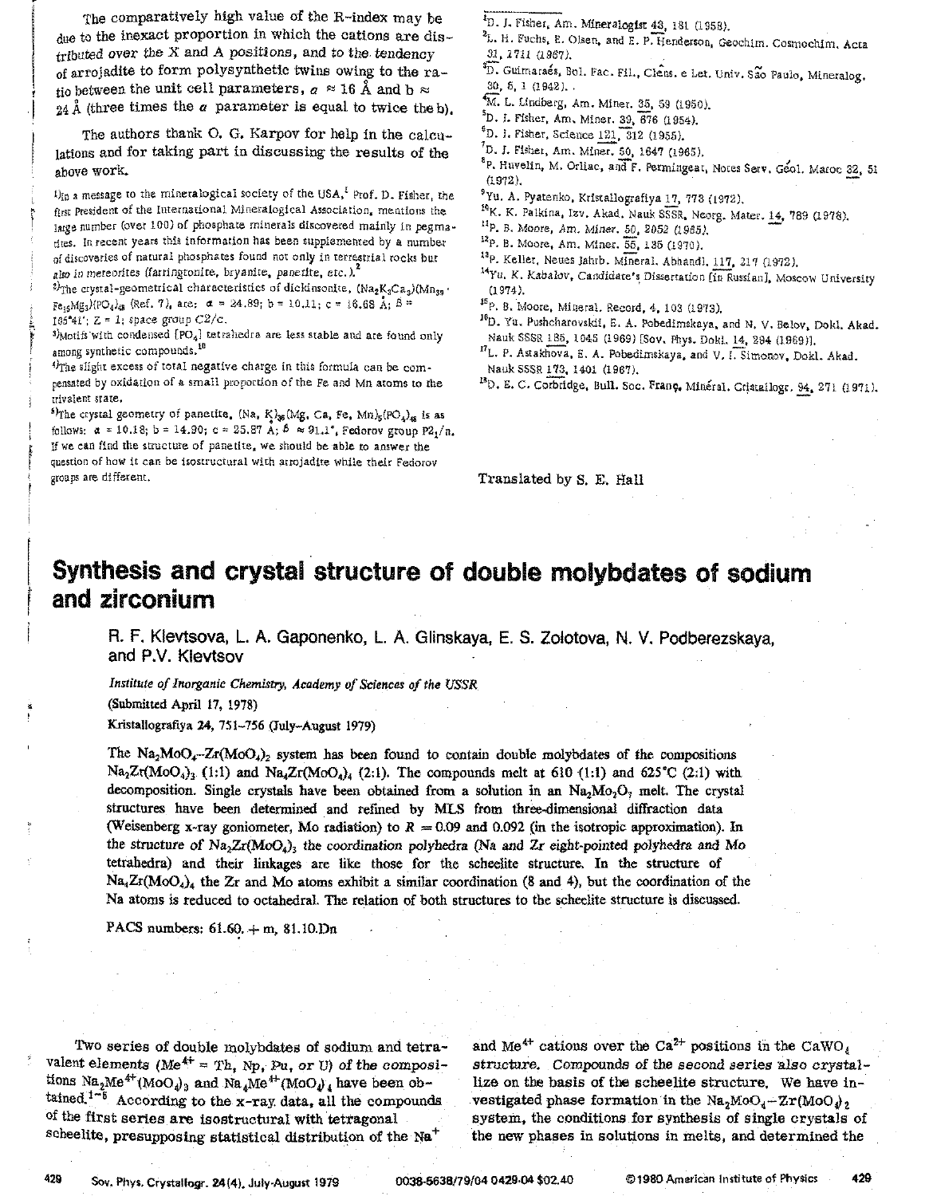The comparatively high value of the R-index may be due to the inexact proportion in which the cations are distributed over the X and A positions, and to the tendency of arrojadite to form polysynthetic twins owing to the ratio between the unit cell parameters, $a \approx 16$ Å and b $\approx$ 24 Å (three times the $a$ parameter is equal to twice the b).

The authors thank O. G. Karpov for help in the calculations and for taking part in discussing the results of the above work.

[1]In a message to the mineralogical society of the USA,[1] Prof. D. Fisher, the first President of the International Mineralogical Association, mentions the large number (over 100) of phosphate minerals discovered mainly in pegmatites. In recent years this information has been supplemented by a number of discoveries of natural phosphates found not only in terrestrial rocks but also in meteorites (farringtonite, bryanite, panetite, etc.).[2]

[2]The crystal-geometrical characteristics of dickinsonite, $(Na_2K_3Ca_3)(Mn_{39} \cdot Fe_{15}Mg_3)(PO_4)_{48}$ (Ref. 7), are: $a$ = 24.89; b = 10.11; c = 16.68 Å; $\beta$ = 105°41'; Z = 1; space group C2/c.

[3]Motifs with condensed $[PO_4]$ tetrahedra are less stable and are found only among synthetic compounds.[10]

[4]The slight excess of total negative charge in this formula can be compensated by oxidation of a small proportion of the Fe and Mn atoms to the trivalent state.

[5]The crystal geometry of panetite, $(Na, K)_{36}(Mg, Ca, Fe, Mn)_5(PO_4)_{48}$ is as follows: $a$ = 10.18; b = 14.90; c = 25.87 Å; $\beta \approx 91.1°$, Fedorov group $P2_1/n$. If we can find the structure of panetite, we should be able to answer the question of how it can be isostructural with arrojadite while their Fedorov groups are different.

[1]D. J. Fisher, Am. Mineralogist 43, 181 (1958).
[2]L. H. Fuchs, E. Olsen, and E. P. Henderson, Geochim. Cosmochim. Acta 31, 1711 (1967).
[3]D. Guimarães, Bol. Fac. Fil., Ciêns. e Let. Univ. São Paulo, Mineralog. 30, 5, 1 (1942).
[4]M. L. Lindberg, Am. Miner. 35, 59 (1950).
[5]D. J. Fisher, Am. Miner. 39, 676 (1954).
[6]D. J. Fisher, Science 121, 312 (1955).
[7]D. J. Fisher, Am. Miner. 50, 1647 (1965).
[8]P. Huvelin, M. Orliac, and F. Permingeat, Notes Serv. Géol. Maroc 32, 51 (1972).
[9]Yu. A. Pyatenko, Kristallografiya 17, 773 (1972).
[10]K. K. Palkina, Izv. Akad. Nauk SSSR, Neorg. Mater. 14, 789 (1978).
[11]P. B. Moore, Am. Miner. 50, 2052 (1965).
[12]P. B. Moore, Am. Miner. 55, 135 (1970).
[13]P. Keller, Neues Jahrb. Mineral. Abhandl. 117, 217 (1972).
[14]Yu. K. Kabalov, Candidate's Dissertation [in Russian], Moscow University (1974).
[15]P. B. Moore, Mineral. Record, 4, 103 (1973).
[16]D. Yu. Pushcharovskii, E. A. Pobedimskaya, and N. V. Belov, Dokl. Akad. Nauk SSSR 185, 1045 (1969) [Sov. Phys. Dokl. 14, 294 (1969)].
[17]L. P. Astakhova, E. A. Pobedimskaya, and V. I. Simonov, Dokl. Akad. Nauk SSSR 173, 1401 (1967).
[18]D. E. C. Corbridge, Bull. Soc. Franç. Minéral. Cristallogr. 94, 271 (1971).

Translated by S. E. Hall

# Synthesis and crystal structure of double molybdates of sodium and zirconium

R. F. Klevtsova, L. A. Gaponenko, L. A. Glinskaya, E. S. Zolotova, N. V. Podberezskaya, and P.V. Klevtsov

*Institute of Inorganic Chemistry, Academy of Sciences of the USSR*
(Submitted April 17, 1978)
Kristallografiya 24, 751–756 (July–August 1979)

The $Na_2MoO_4$–$Zr(MoO_4)_2$ system has been found to contain double molybdates of the compositions $Na_2Zr(MoO_4)_3$ (1:1) and $Na_4Zr(MoO_4)_4$ (2:1). The compounds melt at 610 (1:1) and 625°C (2:1) with decomposition. Single crystals have been obtained from a solution in an $Na_2Mo_2O_7$ melt. The crystal structures have been determined and refined by MLS from three-dimensional diffraction data (Weisenberg x-ray goniometer, Mo radiation) to $R$ = 0.09 and 0.092 (in the isotropic approximation). In the structure of $Na_2Zr(MoO_4)_3$ the coordination polyhedra (Na and Zr eight-pointed polyhedra and Mo tetrahedra) and their linkages are like those for the scheelite structure. In the structure of $Na_4Zr(MoO_4)_4$ the Zr and Mo atoms exhibit a similar coordination (8 and 4), but the coordination of the Na atoms is reduced to octahedral. The relation of both structures to the scheelite structure is discussed.

PACS numbers: 61.60.+m, 81.10.Dn

Two series of double molybdates of sodium and tetravalent elements ($Me^{4+}$ = Th, Np, Pu, or U) of the compositions $Na_2Me^{4+}(MoO_4)_3$ and $Na_4Me^{4+}(MoO_4)_4$ have been obtained.[1–5] According to the x-ray data, all the compounds of the first series are isostructural with tetragonal scheelite, presupposing statistical distribution of the $Na^+$ and $Me^{4+}$ cations over the $Ca^{2+}$ positions in the $CaWO_4$ structure. Compounds of the second series also crystallize on the basis of the scheelite structure. We have investigated phase formation in the $Na_2MoO_4$–$Zr(MoO_4)_2$ system, the conditions for synthesis of single crystals of the new phases in solutions in melts, and determined the